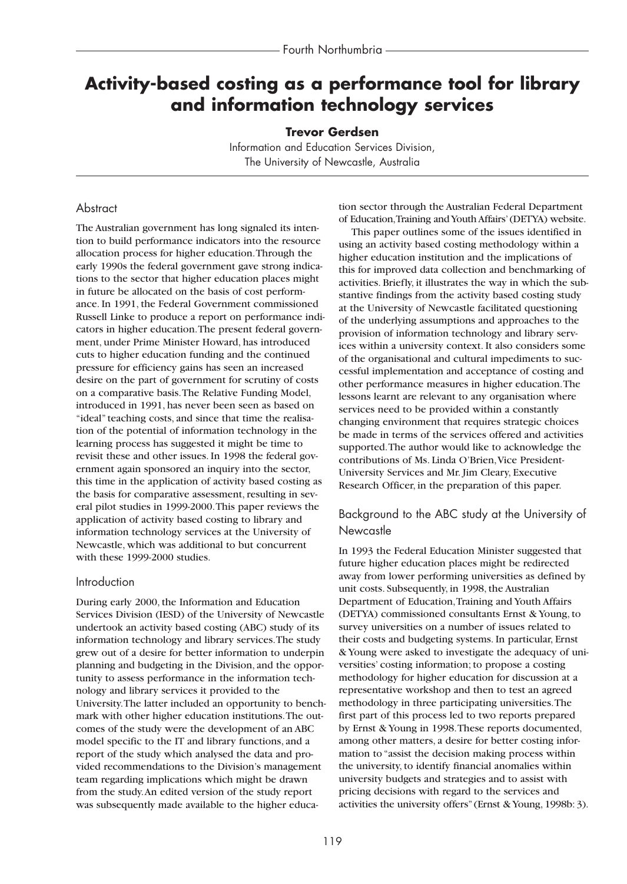# Activity-based costing as a performance tool for library and information technology services

**Trevor Gerdsen**

Information and Education Services Division, The University of Newcastle, Australia

## Abstract

The Australian government has long signaled its intention to build performance indicators into the resource allocation process for higher education. Through the early 1990s the federal government gave strong indications to the sector that higher education places might in future be allocated on the basis of cost performance. In 1991, the Federal Government commissioned Russell Linke to produce a report on performance indicators in higher education. The present federal government, under Prime Minister Howard, has introduced cuts to higher education funding and the continued pressure for efficiency gains has seen an increased desire on the part of government for scrutiny of costs on a comparative basis. The Relative Funding Model, introduced in 1991, has never been seen as based on "ideal" teaching costs, and since that time the realisation of the potential of information technology in the learning process has suggested it might be time to revisit these and other issues. In 1998 the federal government again sponsored an inquiry into the sector, this time in the application of activity based costing as the basis for comparative assessment, resulting in several pilot studies in 1999-2000. This paper reviews the application of activity based costing to library and information technology services at the University of Newcastle, which was additional to but concurrent with these 1999-2000 studies.

## Introduction

During early 2000, the Information and Education Services Division (IESD) of the University of Newcastle undertook an activity based costing (ABC) study of its information technology and library services. The study grew out of a desire for better information to underpin planning and budgeting in the Division, and the opportunity to assess performance in the information technology and library services it provided to the University. The latter included an opportunity to benchmark with other higher education institutions. The outcomes of the study were the development of an ABC model specific to the IT and library functions, and a report of the study which analysed the data and provided recommendations to the Division's management team regarding implications which might be drawn from the study. An edited version of the study report was subsequently made available to the higher education sector through the Australian Federal Department of Education, Training and Youth Affairs' (DETYA) website.

This paper outlines some of the issues identified in using an activity based costing methodology within a higher education institution and the implications of this for improved data collection and benchmarking of activities. Briefly, it illustrates the way in which the substantive findings from the activity based costing study at the University of Newcastle facilitated questioning of the underlying assumptions and approaches to the provision of information technology and library services within a university context. It also considers some of the organisational and cultural impediments to successful implementation and acceptance of costing and other performance measures in higher education. The lessons learnt are relevant to any organisation where services need to be provided within a constantly changing environment that requires strategic choices be made in terms of the services offered and activities supported. The author would like to acknowledge the contributions of Ms. Linda O'Brien, Vice President-University Services and Mr. Jim Cleary, Executive Research Officer, in the preparation of this paper.

## Background to the ABC study at the University of Newcastle

In 1993 the Federal Education Minister suggested that future higher education places might be redirected away from lower performing universities as defined by unit costs. Subsequently, in 1998, the Australian Department of Education, Training and Youth Affairs (DETYA) commissioned consultants Ernst & Young, to survey universities on a number of issues related to their costs and budgeting systems. In particular, Ernst & Young were asked to investigate the adequacy of universities' costing information; to propose a costing methodology for higher education for discussion at a representative workshop and then to test an agreed methodology in three participating universities. The first part of this process led to two reports prepared by Ernst & Young in 1998. These reports documented, among other matters, a desire for better costing information to "assist the decision making process within the university, to identify financial anomalies within university budgets and strategies and to assist with pricing decisions with regard to the services and activities the university offers" (Ernst & Young, 1998b: 3).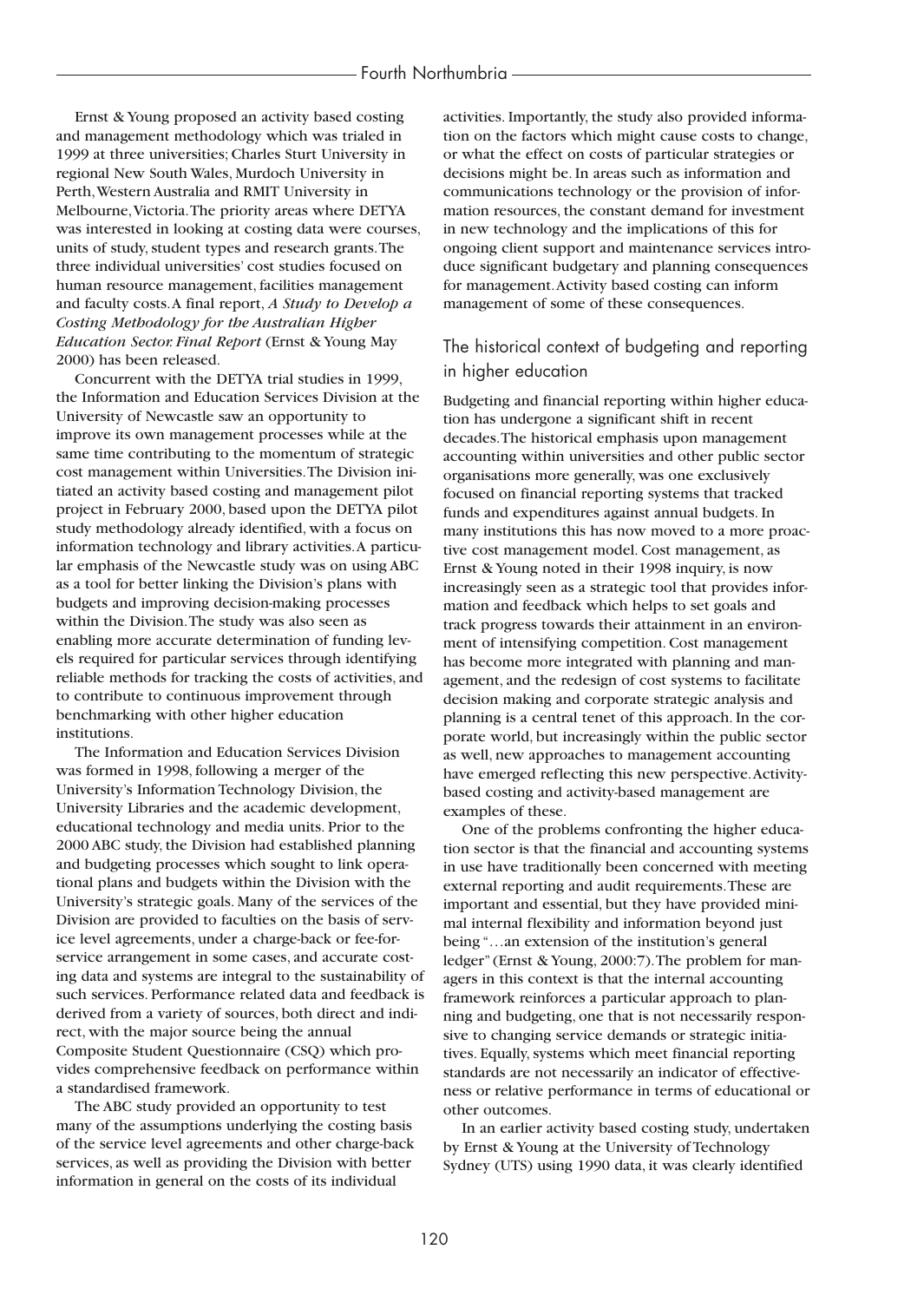Ernst & Young proposed an activity based costing and management methodology which was trialed in 1999 at three universities; Charles Sturt University in regional New South Wales, Murdoch University in Perth, Western Australia and RMIT University in Melbourne, Victoria. The priority areas where DETYA was interested in looking at costing data were courses, units of study, student types and research grants. The three individual universities' cost studies focused on human resource management, facilities management and faculty costs. A final report, *A Study to Develop a Costing Methodology for the Australian Higher Education Sector: Final Report* (Ernst & Young May 2000) has been released.

Concurrent with the DETYA trial studies in 1999, the Information and Education Services Division at the University of Newcastle saw an opportunity to improve its own management processes while at the same time contributing to the momentum of strategic cost management within Universities. The Division initiated an activity based costing and management pilot project in February 2000, based upon the DETYA pilot study methodology already identified, with a focus on information technology and library activities. A particular emphasis of the Newcastle study was on using ABC as a tool for better linking the Division's plans with budgets and improving decision-making processes within the Division. The study was also seen as enabling more accurate determination of funding levels required for particular services through identifying reliable methods for tracking the costs of activities, and to contribute to continuous improvement through benchmarking with other higher education institutions.

The Information and Education Services Division was formed in 1998, following a merger of the University's Information Technology Division, the University Libraries and the academic development, educational technology and media units. Prior to the 2000 ABC study, the Division had established planning and budgeting processes which sought to link operational plans and budgets within the Division with the University's strategic goals. Many of the services of the Division are provided to faculties on the basis of service level agreements, under a charge-back or fee-for-service arrangement in some cases, and accurate costing data and systems are integral to the sustainability of such services. Performance related data and feedback is derived from a variety of sources, both direct and indirect, with the major source being the annual Composite Student Questionnaire (CSQ) which provides comprehensive feedback on performance within a standardised framework.

The ABC study provided an opportunity to test many of the assumptions underlying the costing basis of the service level agreements and other charge-back services, as well as providing the Division with better information in general on the costs of its individual activities. Importantly, the study also provided information on the factors which might cause costs to change, or what the effect on costs of particular strategies or decisions might be. In areas such as information and communications technology or the provision of information resources, the constant demand for investment in new technology and the implications of this for ongoing client support and maintenance services introduce significant budgetary and planning consequences for management. Activity based costing can inform management of some of these consequences.

## The historical context of budgeting and reporting in higher education

Budgeting and financial reporting within higher education has undergone a significant shift in recent decades. The historical emphasis upon management accounting within universities and other public sector organisations more generally, was one exclusively focused on financial reporting systems that tracked funds and expenditures against annual budgets. In many institutions this has now moved to a more proactive cost management model. Cost management, as Ernst & Young noted in their 1998 inquiry, is now increasingly seen as a strategic tool that provides information and feedback which helps to set goals and track progress towards their attainment in an environment of intensifying competition. Cost management has become more integrated with planning and management, and the redesign of cost systems to facilitate decision making and corporate strategic analysis and planning is a central tenet of this approach. In the corporate world, but increasingly within the public sector as well, new approaches to management accounting have emerged reflecting this new perspective. Activity-based costing and activity-based management are examples of these.

One of the problems confronting the higher education sector is that the financial and accounting systems in use have traditionally been concerned with meeting external reporting and audit requirements. These are important and essential, but they have provided minimal internal flexibility and information beyond just being "…an extension of the institution's general ledger" (Ernst & Young, 2000:7). The problem for managers in this context is that the internal accounting framework reinforces a particular approach to planning and budgeting, one that is not necessarily responsive to changing service demands or strategic initiatives. Equally, systems which meet financial reporting standards are not necessarily an indicator of effectiveness or relative performance in terms of educational or other outcomes.

In an earlier activity based costing study, undertaken by Ernst & Young at the University of Technology Sydney (UTS) using 1990 data, it was clearly identified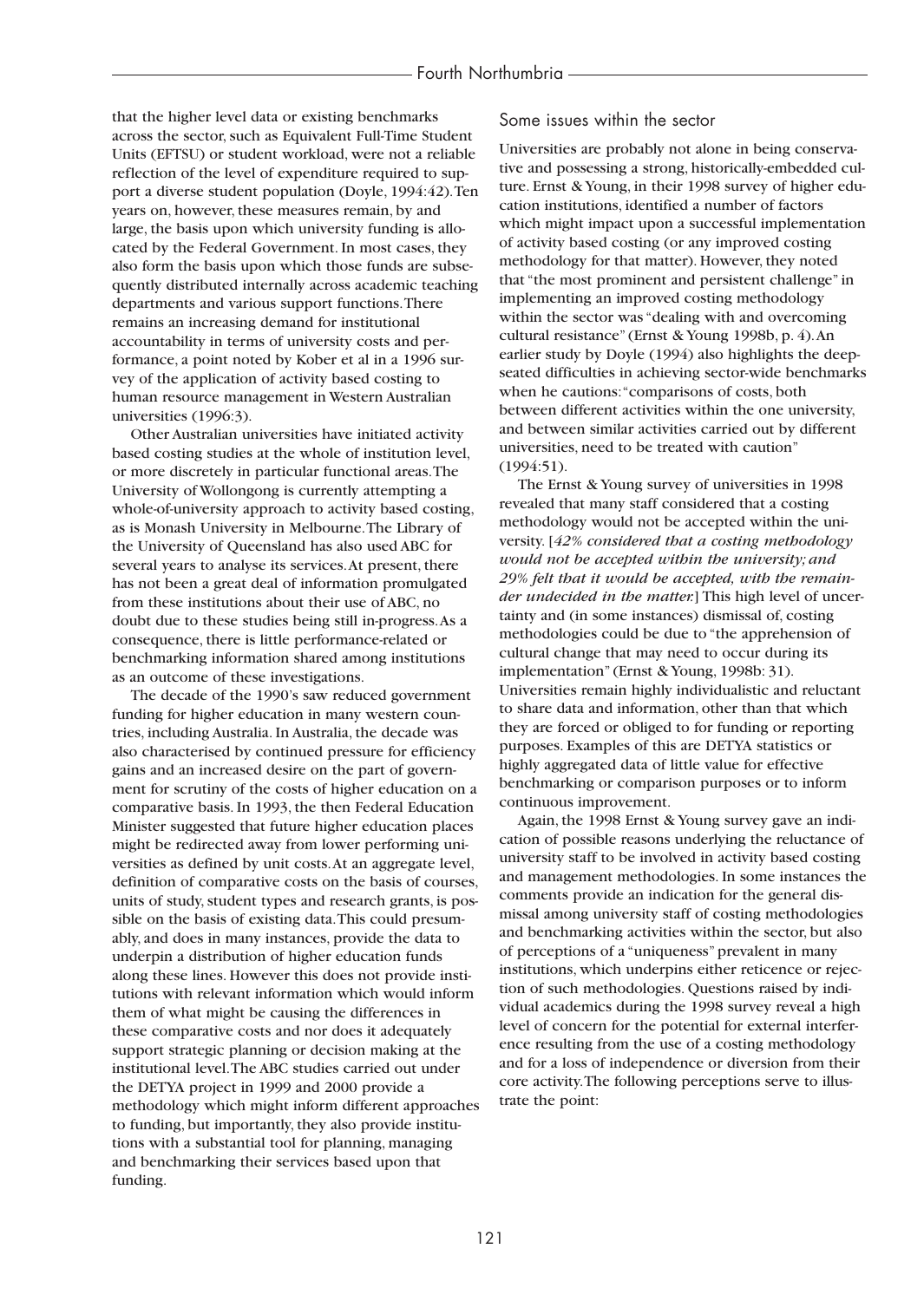that the higher level data or existing benchmarks across the sector, such as Equivalent Full-Time Student Units (EFTSU) or student workload, were not a reliable reflection of the level of expenditure required to support a diverse student population (Doyle, 1994:42). Ten years on, however, these measures remain, by and large, the basis upon which university funding is allocated by the Federal Government. In most cases, they also form the basis upon which those funds are subsequently distributed internally across academic teaching departments and various support functions. There remains an increasing demand for institutional accountability in terms of university costs and performance, a point noted by Kober et al in a 1996 survey of the application of activity based costing to human resource management in Western Australian universities (1996:3).

Other Australian universities have initiated activity based costing studies at the whole of institution level, or more discretely in particular functional areas. The University of Wollongong is currently attempting a whole-of-university approach to activity based costing, as is Monash University in Melbourne. The Library of the University of Queensland has also used ABC for several years to analyse its services. At present, there has not been a great deal of information promulgated from these institutions about their use of ABC, no doubt due to these studies being still in-progress. As a consequence, there is little performance-related or benchmarking information shared among institutions as an outcome of these investigations.

The decade of the 1990's saw reduced government funding for higher education in many western countries, including Australia. In Australia, the decade was also characterised by continued pressure for efficiency gains and an increased desire on the part of government for scrutiny of the costs of higher education on a comparative basis. In 1993, the then Federal Education Minister suggested that future higher education places might be redirected away from lower performing universities as defined by unit costs. At an aggregate level, definition of comparative costs on the basis of courses, units of study, student types and research grants, is possible on the basis of existing data. This could presumably, and does in many instances, provide the data to underpin a distribution of higher education funds along these lines. However this does not provide institutions with relevant information which would inform them of what might be causing the differences in these comparative costs and nor does it adequately support strategic planning or decision making at the institutional level. The ABC studies carried out under the DETYA project in 1999 and 2000 provide a methodology which might inform different approaches to funding, but importantly, they also provide institutions with a substantial tool for planning, managing and benchmarking their services based upon that funding.

## Some issues within the sector

Universities are probably not alone in being conservative and possessing a strong, historically-embedded culture. Ernst & Young, in their 1998 survey of higher education institutions, identified a number of factors which might impact upon a successful implementation of activity based costing (or any improved costing methodology for that matter). However, they noted that "the most prominent and persistent challenge" in implementing an improved costing methodology within the sector was "dealing with and overcoming cultural resistance" (Ernst & Young 1998b, p. 4). An earlier study by Doyle (1994) also highlights the deep-seated difficulties in achieving sector-wide benchmarks when he cautions: "comparisons of costs, both between different activities within the one university, and between similar activities carried out by different universities, need to be treated with caution" (1994:51).

The Ernst & Young survey of universities in 1998 revealed that many staff considered that a costing methodology would not be accepted within the university. [*42% considered that a costing methodology would not be accepted within the university; and 29% felt that it would be accepted, with the remainder undecided in the matter.*] This high level of uncertainty and (in some instances) dismissal of, costing methodologies could be due to "the apprehension of cultural change that may need to occur during its implementation" (Ernst & Young, 1998b: 31). Universities remain highly individualistic and reluctant to share data and information, other than that which they are forced or obliged to for funding or reporting purposes. Examples of this are DETYA statistics or highly aggregated data of little value for effective benchmarking or comparison purposes or to inform continuous improvement.

Again, the 1998 Ernst & Young survey gave an indication of possible reasons underlying the reluctance of university staff to be involved in activity based costing and management methodologies. In some instances the comments provide an indication for the general dismissal among university staff of costing methodologies and benchmarking activities within the sector, but also of perceptions of a "uniqueness" prevalent in many institutions, which underpins either reticence or rejection of such methodologies. Questions raised by individual academics during the 1998 survey reveal a high level of concern for the potential for external interference resulting from the use of a costing methodology and for a loss of independence or diversion from their core activity. The following perceptions serve to illustrate the point: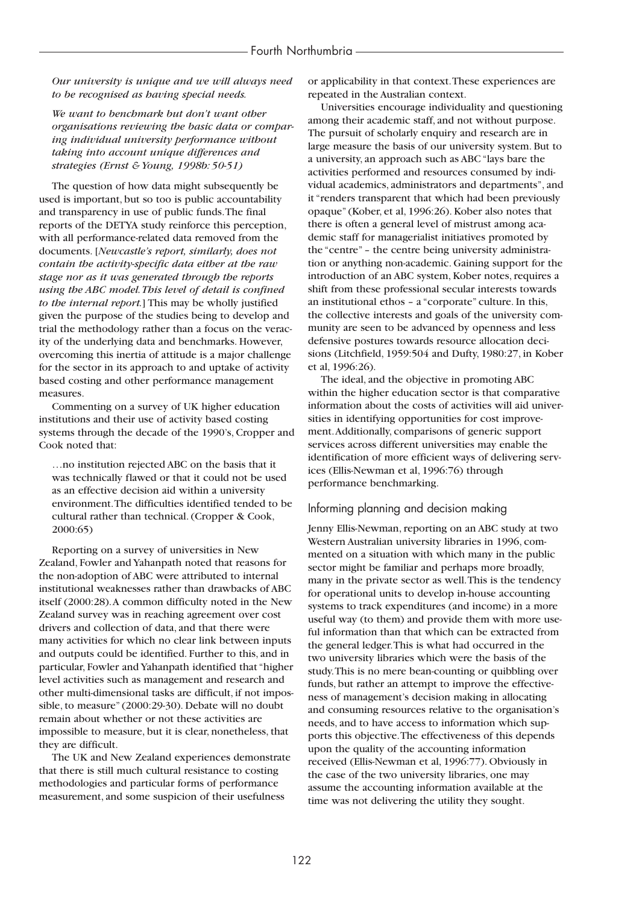*Our university is unique and we will always need to be recognised as having special needs.*

*We want to benchmark but don't want other organisations reviewing the basic data or comparing individual university performance without taking into account unique differences and strategies (Ernst & Young, 1998b: 50-51)*

The question of how data might subsequently be used is important, but so too is public accountability and transparency in use of public funds. The final reports of the DETYA study reinforce this perception, with all performance-related data removed from the documents. [*Newcastle's report, similarly, does not contain the activity-specific data either at the raw stage nor as it was generated through the reports using the ABC model. This level of detail is confined to the internal report.*] This may be wholly justified given the purpose of the studies being to develop and trial the methodology rather than a focus on the veracity of the underlying data and benchmarks. However, overcoming this inertia of attitude is a major challenge for the sector in its approach to and uptake of activity based costing and other performance management measures.

Commenting on a survey of UK higher education institutions and their use of activity based costing systems through the decade of the 1990's, Cropper and Cook noted that:

> …no institution rejected ABC on the basis that it was technically flawed or that it could not be used as an effective decision aid within a university environment. The difficulties identified tended to be cultural rather than technical. (Cropper & Cook, 2000:65)

Reporting on a survey of universities in New Zealand, Fowler and Yahanpath noted that reasons for the non-adoption of ABC were attributed to internal institutional weaknesses rather than drawbacks of ABC itself (2000:28). A common difficulty noted in the New Zealand survey was in reaching agreement over cost drivers and collection of data, and that there were many activities for which no clear link between inputs and outputs could be identified. Further to this, and in particular, Fowler and Yahanpath identified that "higher level activities such as management and research and other multi-dimensional tasks are difficult, if not impossible, to measure" (2000:29-30). Debate will no doubt remain about whether or not these activities are impossible to measure, but it is clear, nonetheless, that they are difficult.

The UK and New Zealand experiences demonstrate that there is still much cultural resistance to costing methodologies and particular forms of performance measurement, and some suspicion of their usefulness or applicability in that context. These experiences are repeated in the Australian context.

Universities encourage individuality and questioning among their academic staff, and not without purpose. The pursuit of scholarly enquiry and research are in large measure the basis of our university system. But to a university, an approach such as ABC "lays bare the activities performed and resources consumed by individual academics, administrators and departments", and it "renders transparent that which had been previously opaque" (Kober, et al, 1996:26). Kober also notes that there is often a general level of mistrust among academic staff for managerialist initiatives promoted by the "centre" – the centre being university administration or anything non-academic. Gaining support for the introduction of an ABC system, Kober notes, requires a shift from these professional secular interests towards an institutional ethos – a "corporate" culture. In this, the collective interests and goals of the university community are seen to be advanced by openness and less defensive postures towards resource allocation decisions (Litchfield, 1959:504 and Dufty, 1980:27, in Kober et al, 1996:26).

The ideal, and the objective in promoting ABC within the higher education sector is that comparative information about the costs of activities will aid universities in identifying opportunities for cost improvement. Additionally, comparisons of generic support services across different universities may enable the identification of more efficient ways of delivering services (Ellis-Newman et al, 1996:76) through performance benchmarking.

## Informing planning and decision making

Jenny Ellis-Newman, reporting on an ABC study at two Western Australian university libraries in 1996, commented on a situation with which many in the public sector might be familiar and perhaps more broadly, many in the private sector as well. This is the tendency for operational units to develop in-house accounting systems to track expenditures (and income) in a more useful way (to them) and provide them with more useful information than that which can be extracted from the general ledger. This is what had occurred in the two university libraries which were the basis of the study. This is no mere bean-counting or quibbling over funds, but rather an attempt to improve the effectiveness of management's decision making in allocating and consuming resources relative to the organisation's needs, and to have access to information which supports this objective. The effectiveness of this depends upon the quality of the accounting information received (Ellis-Newman et al, 1996:77). Obviously in the case of the two university libraries, one may assume the accounting information available at the time was not delivering the utility they sought.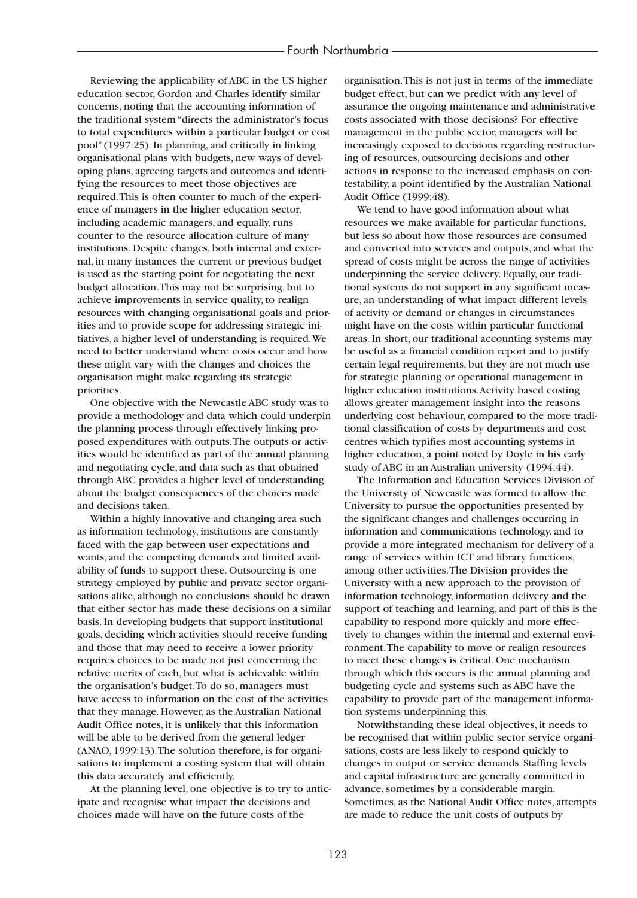Reviewing the applicability of ABC in the US higher education sector, Gordon and Charles identify similar concerns, noting that the accounting information of the traditional system "directs the administrator's focus to total expenditures within a particular budget or cost pool" (1997:25). In planning, and critically in linking organisational plans with budgets, new ways of developing plans, agreeing targets and outcomes and identifying the resources to meet those objectives are required. This is often counter to much of the experience of managers in the higher education sector, including academic managers, and equally, runs counter to the resource allocation culture of many institutions. Despite changes, both internal and external, in many instances the current or previous budget is used as the starting point for negotiating the next budget allocation. This may not be surprising, but to achieve improvements in service quality, to realign resources with changing organisational goals and priorities and to provide scope for addressing strategic initiatives, a higher level of understanding is required. We need to better understand where costs occur and how these might vary with the changes and choices the organisation might make regarding its strategic priorities.

One objective with the Newcastle ABC study was to provide a methodology and data which could underpin the planning process through effectively linking proposed expenditures with outputs. The outputs or activities would be identified as part of the annual planning and negotiating cycle, and data such as that obtained through ABC provides a higher level of understanding about the budget consequences of the choices made and decisions taken.

Within a highly innovative and changing area such as information technology, institutions are constantly faced with the gap between user expectations and wants, and the competing demands and limited availability of funds to support these. Outsourcing is one strategy employed by public and private sector organisations alike, although no conclusions should be drawn that either sector has made these decisions on a similar basis. In developing budgets that support institutional goals, deciding which activities should receive funding and those that may need to receive a lower priority requires choices to be made not just concerning the relative merits of each, but what is achievable within the organisation's budget. To do so, managers must have access to information on the cost of the activities that they manage. However, as the Australian National Audit Office notes, it is unlikely that this information will be able to be derived from the general ledger (ANAO, 1999:13). The solution therefore, is for organisations to implement a costing system that will obtain this data accurately and efficiently.

At the planning level, one objective is to try to anticipate and recognise what impact the decisions and choices made will have on the future costs of the organisation. This is not just in terms of the immediate budget effect, but can we predict with any level of assurance the ongoing maintenance and administrative costs associated with those decisions? For effective management in the public sector, managers will be increasingly exposed to decisions regarding restructuring of resources, outsourcing decisions and other actions in response to the increased emphasis on contestability, a point identified by the Australian National Audit Office (1999:48).

We tend to have good information about what resources we make available for particular functions, but less so about how those resources are consumed and converted into services and outputs, and what the spread of costs might be across the range of activities underpinning the service delivery. Equally, our traditional systems do not support in any significant measure, an understanding of what impact different levels of activity or demand or changes in circumstances might have on the costs within particular functional areas. In short, our traditional accounting systems may be useful as a financial condition report and to justify certain legal requirements, but they are not much use for strategic planning or operational management in higher education institutions. Activity based costing allows greater management insight into the reasons underlying cost behaviour, compared to the more traditional classification of costs by departments and cost centres which typifies most accounting systems in higher education, a point noted by Doyle in his early study of ABC in an Australian university (1994:44).

The Information and Education Services Division of the University of Newcastle was formed to allow the University to pursue the opportunities presented by the significant changes and challenges occurring in information and communications technology, and to provide a more integrated mechanism for delivery of a range of services within ICT and library functions, among other activities. The Division provides the University with a new approach to the provision of information technology, information delivery and the support of teaching and learning, and part of this is the capability to respond more quickly and more effectively to changes within the internal and external environment. The capability to move or realign resources to meet these changes is critical. One mechanism through which this occurs is the annual planning and budgeting cycle and systems such as ABC have the capability to provide part of the management information systems underpinning this.

Notwithstanding these ideal objectives, it needs to be recognised that within public sector service organisations, costs are less likely to respond quickly to changes in output or service demands. Staffing levels and capital infrastructure are generally committed in advance, sometimes by a considerable margin. Sometimes, as the National Audit Office notes, attempts are made to reduce the unit costs of outputs by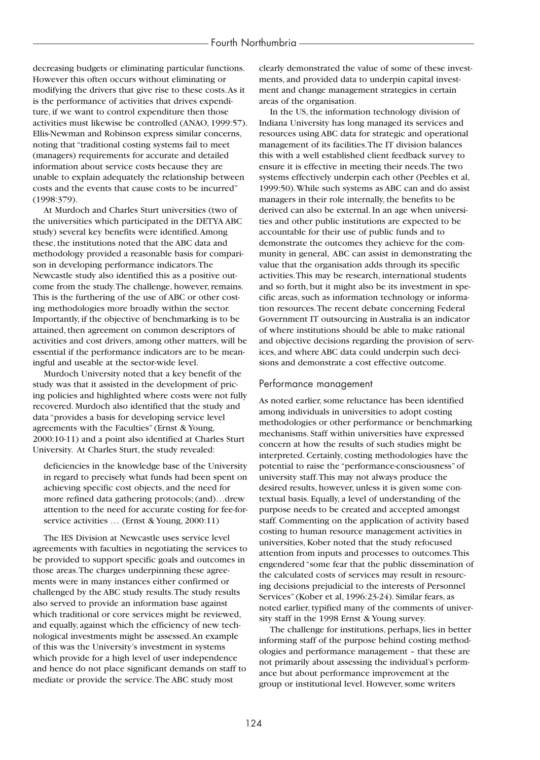decreasing budgets or eliminating particular functions. However this often occurs without eliminating or modifying the drivers that give rise to these costs. As it is the performance of activities that drives expenditure, if we want to control expenditure then those activities must likewise be controlled (ANAO, 1999:57). Ellis-Newman and Robinson express similar concerns, noting that "traditional costing systems fail to meet (managers) requirements for accurate and detailed information about service costs because they are unable to explain adequately the relationship between costs and the events that cause costs to be incurred" (1998:379).

At Murdoch and Charles Sturt universities (two of the universities which participated in the DETYA ABC study) several key benefits were identified. Among these, the institutions noted that the ABC data and methodology provided a reasonable basis for comparison in developing performance indicators. The Newcastle study also identified this as a positive outcome from the study. The challenge, however, remains. This is the furthering of the use of ABC or other costing methodologies more broadly within the sector. Importantly, if the objective of benchmarking is to be attained, then agreement on common descriptors of activities and cost drivers, among other matters, will be essential if the performance indicators are to be meaningful and useable at the sector-wide level.

Murdoch University noted that a key benefit of the study was that it assisted in the development of pricing policies and highlighted where costs were not fully recovered. Murdoch also identified that the study and data "provides a basis for developing service level agreements with the Faculties" (Ernst & Young, 2000:10-11) and a point also identified at Charles Sturt University. At Charles Sturt, the study revealed:

> deficiencies in the knowledge base of the University in regard to precisely what funds had been spent on achieving specific cost objects, and the need for more refined data gathering protocols; (and)…drew attention to the need for accurate costing for fee-for-service activities … (Ernst & Young, 2000:11)

The IES Division at Newcastle uses service level agreements with faculties in negotiating the services to be provided to support specific goals and outcomes in those areas. The charges underpinning these agreements were in many instances either confirmed or challenged by the ABC study results. The study results also served to provide an information base against which traditional or core services might be reviewed, and equally, against which the efficiency of new technological investments might be assessed. An example of this was the University's investment in systems which provide for a high level of user independence and hence do not place significant demands on staff to mediate or provide the service. The ABC study most clearly demonstrated the value of some of these investments, and provided data to underpin capital investment and change management strategies in certain areas of the organisation.

In the US, the information technology division of Indiana University has long managed its services and resources using ABC data for strategic and operational management of its facilities. The IT division balances this with a well established client feedback survey to ensure it is effective in meeting their needs. The two systems effectively underpin each other (Peebles et al, 1999:50). While such systems as ABC can and do assist managers in their role internally, the benefits to be derived can also be external. In an age when universities and other public institutions are expected to be accountable for their use of public funds and to demonstrate the outcomes they achieve for the community in general, ABC can assist in demonstrating the value that the organisation adds through its specific activities. This may be research, international students and so forth, but it might also be its investment in specific areas, such as information technology or information resources. The recent debate concerning Federal Government IT outsourcing in Australia is an indicator of where institutions should be able to make rational and objective decisions regarding the provision of services, and where ABC data could underpin such decisions and demonstrate a cost effective outcome.

## Performance management

As noted earlier, some reluctance has been identified among individuals in universities to adopt costing methodologies or other performance or benchmarking mechanisms. Staff within universities have expressed concern at how the results of such studies might be interpreted. Certainly, costing methodologies have the potential to raise the "performance-consciousness" of university staff. This may not always produce the desired results, however, unless it is given some contextual basis. Equally, a level of understanding of the purpose needs to be created and accepted amongst staff. Commenting on the application of activity based costing to human resource management activities in universities, Kober noted that the study refocused attention from inputs and processes to outcomes. This engendered "some fear that the public dissemination of the calculated costs of services may result in resourcing decisions prejudicial to the interests of Personnel Services" (Kober et al, 1996:23-24). Similar fears, as noted earlier, typified many of the comments of university staff in the 1998 Ernst & Young survey.

The challenge for institutions, perhaps, lies in better informing staff of the purpose behind costing methodologies and performance management – that these are not primarily about assessing the individual's performance but about performance improvement at the group or institutional level. However, some writers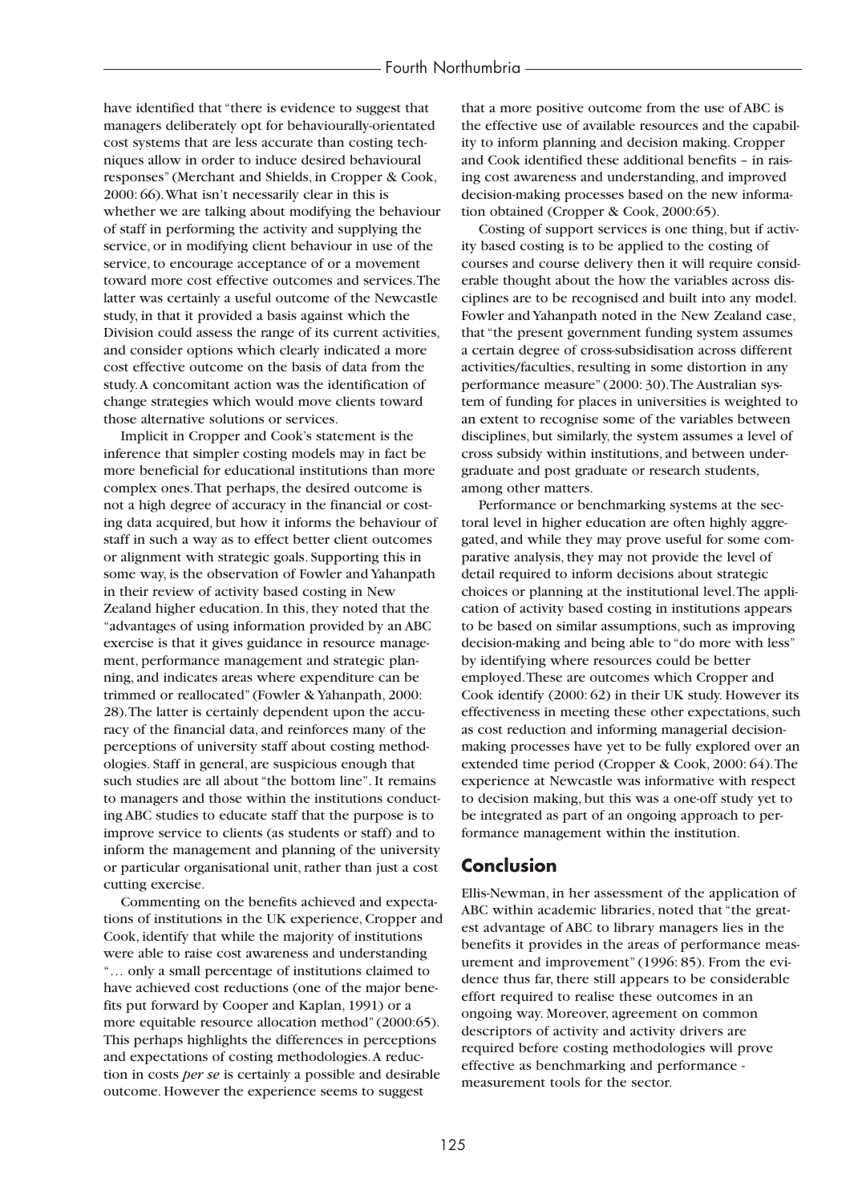have identified that "there is evidence to suggest that managers deliberately opt for behaviourally-orientated cost systems that are less accurate than costing techniques allow in order to induce desired behavioural responses" (Merchant and Shields, in Cropper & Cook, 2000: 66). What isn't necessarily clear in this is whether we are talking about modifying the behaviour of staff in performing the activity and supplying the service, or in modifying client behaviour in use of the service, to encourage acceptance of or a movement toward more cost effective outcomes and services. The latter was certainly a useful outcome of the Newcastle study, in that it provided a basis against which the Division could assess the range of its current activities, and consider options which clearly indicated a more cost effective outcome on the basis of data from the study. A concomitant action was the identification of change strategies which would move clients toward those alternative solutions or services.

Implicit in Cropper and Cook's statement is the inference that simpler costing models may in fact be more beneficial for educational institutions than more complex ones. That perhaps, the desired outcome is not a high degree of accuracy in the financial or costing data acquired, but how it informs the behaviour of staff in such a way as to effect better client outcomes or alignment with strategic goals. Supporting this in some way, is the observation of Fowler and Yahanpath in their review of activity based costing in New Zealand higher education. In this, they noted that the "advantages of using information provided by an ABC exercise is that it gives guidance in resource management, performance management and strategic planning, and indicates areas where expenditure can be trimmed or reallocated" (Fowler & Yahanpath, 2000: 28). The latter is certainly dependent upon the accuracy of the financial data, and reinforces many of the perceptions of university staff about costing methodologies. Staff in general, are suspicious enough that such studies are all about "the bottom line". It remains to managers and those within the institutions conducting ABC studies to educate staff that the purpose is to improve service to clients (as students or staff) and to inform the management and planning of the university or particular organisational unit, rather than just a cost cutting exercise.

Commenting on the benefits achieved and expectations of institutions in the UK experience, Cropper and Cook, identify that while the majority of institutions were able to raise cost awareness and understanding "… only a small percentage of institutions claimed to have achieved cost reductions (one of the major benefits put forward by Cooper and Kaplan, 1991) or a more equitable resource allocation method" (2000:65). This perhaps highlights the differences in perceptions and expectations of costing methodologies. A reduction in costs *per se* is certainly a possible and desirable outcome. However the experience seems to suggest that a more positive outcome from the use of ABC is the effective use of available resources and the capability to inform planning and decision making. Cropper and Cook identified these additional benefits – in raising cost awareness and understanding, and improved decision-making processes based on the new information obtained (Cropper & Cook, 2000:65).

Costing of support services is one thing, but if activity based costing is to be applied to the costing of courses and course delivery then it will require considerable thought about the how the variables across disciplines are to be recognised and built into any model. Fowler and Yahanpath noted in the New Zealand case, that "the present government funding system assumes a certain degree of cross-subsidisation across different activities/faculties, resulting in some distortion in any performance measure" (2000: 30). The Australian system of funding for places in universities is weighted to an extent to recognise some of the variables between disciplines, but similarly, the system assumes a level of cross subsidy within institutions, and between undergraduate and post graduate or research students, among other matters.

Performance or benchmarking systems at the sectoral level in higher education are often highly aggregated, and while they may prove useful for some comparative analysis, they may not provide the level of detail required to inform decisions about strategic choices or planning at the institutional level. The application of activity based costing in institutions appears to be based on similar assumptions, such as improving decision-making and being able to "do more with less" by identifying where resources could be better employed. These are outcomes which Cropper and Cook identify (2000: 62) in their UK study. However its effectiveness in meeting these other expectations, such as cost reduction and informing managerial decision-making processes have yet to be fully explored over an extended time period (Cropper & Cook, 2000: 64). The experience at Newcastle was informative with respect to decision making, but this was a one-off study yet to be integrated as part of an ongoing approach to performance management within the institution.

## Conclusion

Ellis-Newman, in her assessment of the application of ABC within academic libraries, noted that "the greatest advantage of ABC to library managers lies in the benefits it provides in the areas of performance measurement and improvement" (1996: 85). From the evidence thus far, there still appears to be considerable effort required to realise these outcomes in an ongoing way. Moreover, agreement on common descriptors of activity and activity drivers are required before costing methodologies will prove effective as benchmarking and performance - measurement tools for the sector.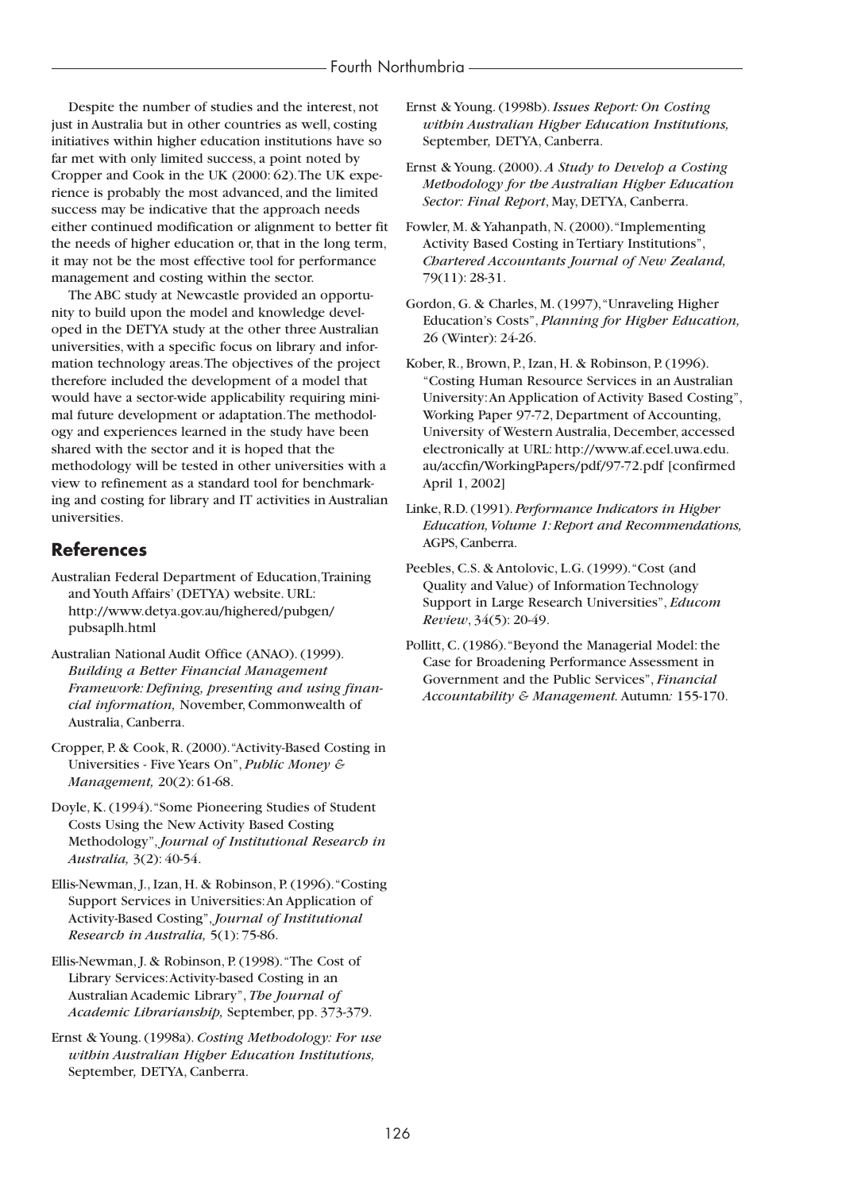Despite the number of studies and the interest, not just in Australia but in other countries as well, costing initiatives within higher education institutions have so far met with only limited success, a point noted by Cropper and Cook in the UK (2000: 62). The UK experience is probably the most advanced, and the limited success may be indicative that the approach needs either continued modification or alignment to better fit the needs of higher education or, that in the long term, it may not be the most effective tool for performance management and costing within the sector.

The ABC study at Newcastle provided an opportunity to build upon the model and knowledge developed in the DETYA study at the other three Australian universities, with a specific focus on library and information technology areas. The objectives of the project therefore included the development of a model that would have a sector-wide applicability requiring minimal future development or adaptation. The methodology and experiences learned in the study have been shared with the sector and it is hoped that the methodology will be tested in other universities with a view to refinement as a standard tool for benchmarking and costing for library and IT activities in Australian universities.

## References

Australian Federal Department of Education, Training and Youth Affairs' (DETYA) website. URL: http://www.detya.gov.au/highered/pubgen/pubsaplh.html

Australian National Audit Office (ANAO). (1999). *Building a Better Financial Management Framework: Defining, presenting and using financial information,* November, Commonwealth of Australia, Canberra.

Cropper, P. & Cook, R. (2000). "Activity-Based Costing in Universities - Five Years On", *Public Money & Management,* 20(2): 61-68.

Doyle, K. (1994). "Some Pioneering Studies of Student Costs Using the New Activity Based Costing Methodology", *Journal of Institutional Research in Australia,* 3(2): 40-54.

Ellis-Newman, J., Izan, H. & Robinson, P. (1996). "Costing Support Services in Universities: An Application of Activity-Based Costing", *Journal of Institutional Research in Australia,* 5(1): 75-86.

Ellis-Newman, J. & Robinson, P. (1998). "The Cost of Library Services: Activity-based Costing in an Australian Academic Library", *The Journal of Academic Librarianship,* September, pp. 373-379.

Ernst & Young. (1998a). *Costing Methodology: For use within Australian Higher Education Institutions,* September, DETYA, Canberra.

Ernst & Young. (1998b). *Issues Report: On Costing within Australian Higher Education Institutions,* September, DETYA, Canberra.

Ernst & Young. (2000). *A Study to Develop a Costing Methodology for the Australian Higher Education Sector: Final Report*, May, DETYA, Canberra.

Fowler, M. & Yahanpath, N. (2000). "Implementing Activity Based Costing in Tertiary Institutions", *Chartered Accountants Journal of New Zealand,* 79(11): 28-31.

Gordon, G. & Charles, M. (1997), "Unraveling Higher Education's Costs", *Planning for Higher Education,* 26 (Winter): 24-26.

Kober, R., Brown, P., Izan, H. & Robinson, P. (1996). "Costing Human Resource Services in an Australian University: An Application of Activity Based Costing", Working Paper 97-72, Department of Accounting, University of Western Australia, December, accessed electronically at URL: http://www.af.ecel.uwa.edu.au/accfin/WorkingPapers/pdf/97-72.pdf [confirmed April 1, 2002]

Linke, R.D. (1991). *Performance Indicators in Higher Education, Volume 1: Report and Recommendations,* AGPS, Canberra.

Peebles, C.S. & Antolovic, L.G. (1999). "Cost (and Quality and Value) of Information Technology Support in Large Research Universities", *Educom Review*, 34(5): 20-49.

Pollitt, C. (1986). "Beyond the Managerial Model: the Case for Broadening Performance Assessment in Government and the Public Services", *Financial Accountability & Management.* Autumn: 155-170.